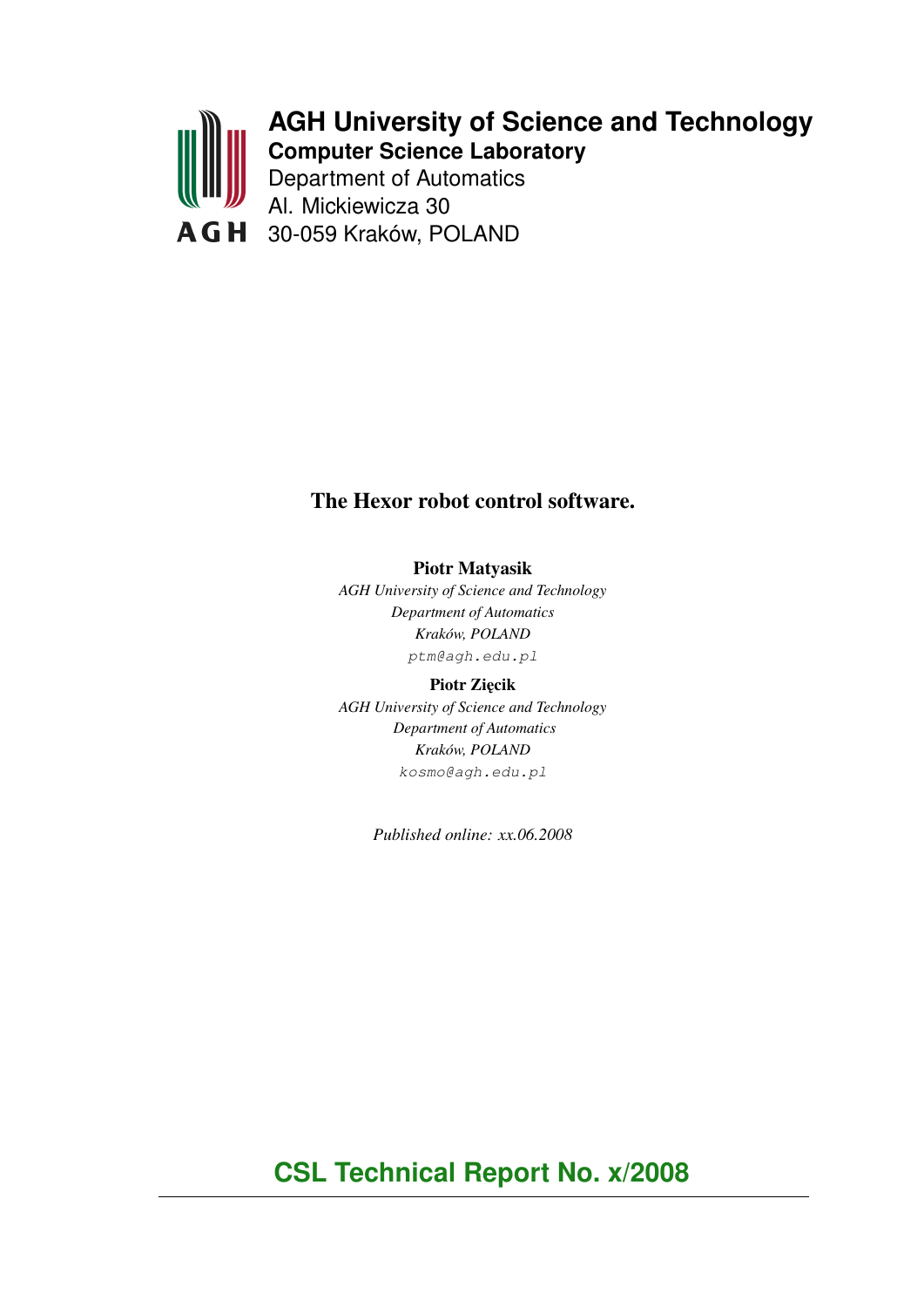**AGH University of Science and Technology**
**Computer Science Laboratory**
Department of Automatics
Al. Mickiewicza 30
30-059 Kraków, POLAND

# The Hexor robot control software.

**Piotr Matyasik**
*AGH University of Science and Technology*
*Department of Automatics*
*Kraków, POLAND*
ptm@agh.edu.pl

**Piotr Zięcik**
*AGH University of Science and Technology*
*Department of Automatics*
*Kraków, POLAND*
kosmo@agh.edu.pl

*Published online: xx.06.2008*

## CSL Technical Report No. x/2008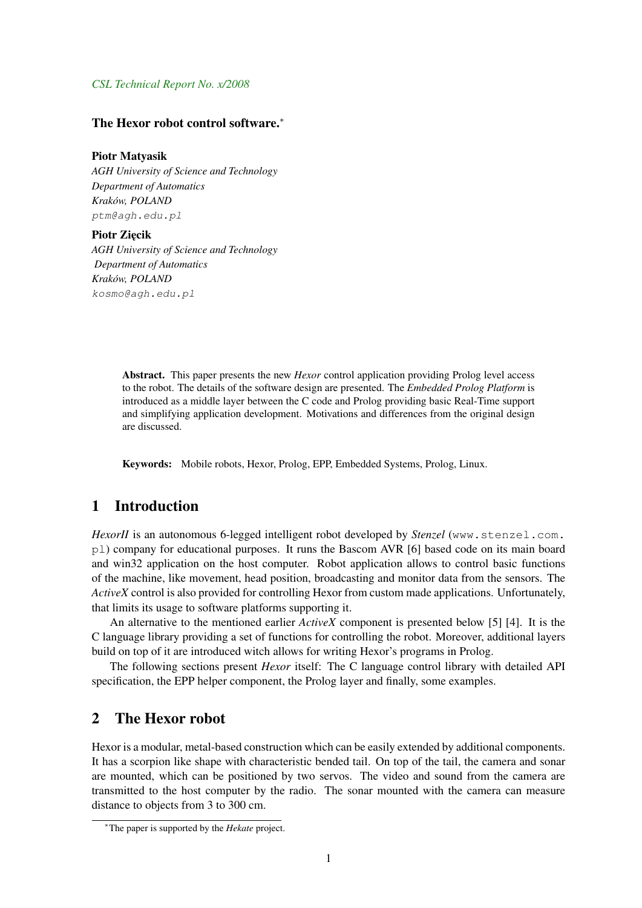*CSL Technical Report No. x/2008*

# The Hexor robot control software.[*]

**Piotr Matyasik**
*AGH University of Science and Technology*
*Department of Automatics*
*Kraków, POLAND*
`ptm@agh.edu.pl`

**Piotr Zięcik**
*AGH University of Science and Technology*
*Department of Automatics*
*Kraków, POLAND*
`kosmo@agh.edu.pl`

**Abstract.** This paper presents the new *Hexor* control application providing Prolog level access to the robot. The details of the software design are presented. The *Embedded Prolog Platform* is introduced as a middle layer between the C code and Prolog providing basic Real-Time support and simplifying application development. Motivations and differences from the original design are discussed.

**Keywords:** Mobile robots, Hexor, Prolog, EPP, Embedded Systems, Prolog, Linux.

## 1 Introduction

*HexorII* is an autonomous 6-legged intelligent robot developed by *Stenzel* (`www.stenzel.com.pl`) company for educational purposes. It runs the Bascom AVR [6] based code on its main board and win32 application on the host computer. Robot application allows to control basic functions of the machine, like movement, head position, broadcasting and monitor data from the sensors. The *ActiveX* control is also provided for controlling Hexor from custom made applications. Unfortunately, that limits its usage to software platforms supporting it.

An alternative to the mentioned earlier *ActiveX* component is presented below [5] [4]. It is the C language library providing a set of functions for controlling the robot. Moreover, additional layers build on top of it are introduced witch allows for writing Hexor's programs in Prolog.

The following sections present *Hexor* itself: The C language control library with detailed API specification, the EPP helper component, the Prolog layer and finally, some examples.

## 2 The Hexor robot

Hexor is a modular, metal-based construction which can be easily extended by additional components. It has a scorpion like shape with characteristic bended tail. On top of the tail, the camera and sonar are mounted, which can be positioned by two servos. The video and sound from the camera are transmitted to the host computer by the radio. The sonar mounted with the camera can measure distance to objects from 3 to 300 cm.

[*]The paper is supported by the *Hekate* project.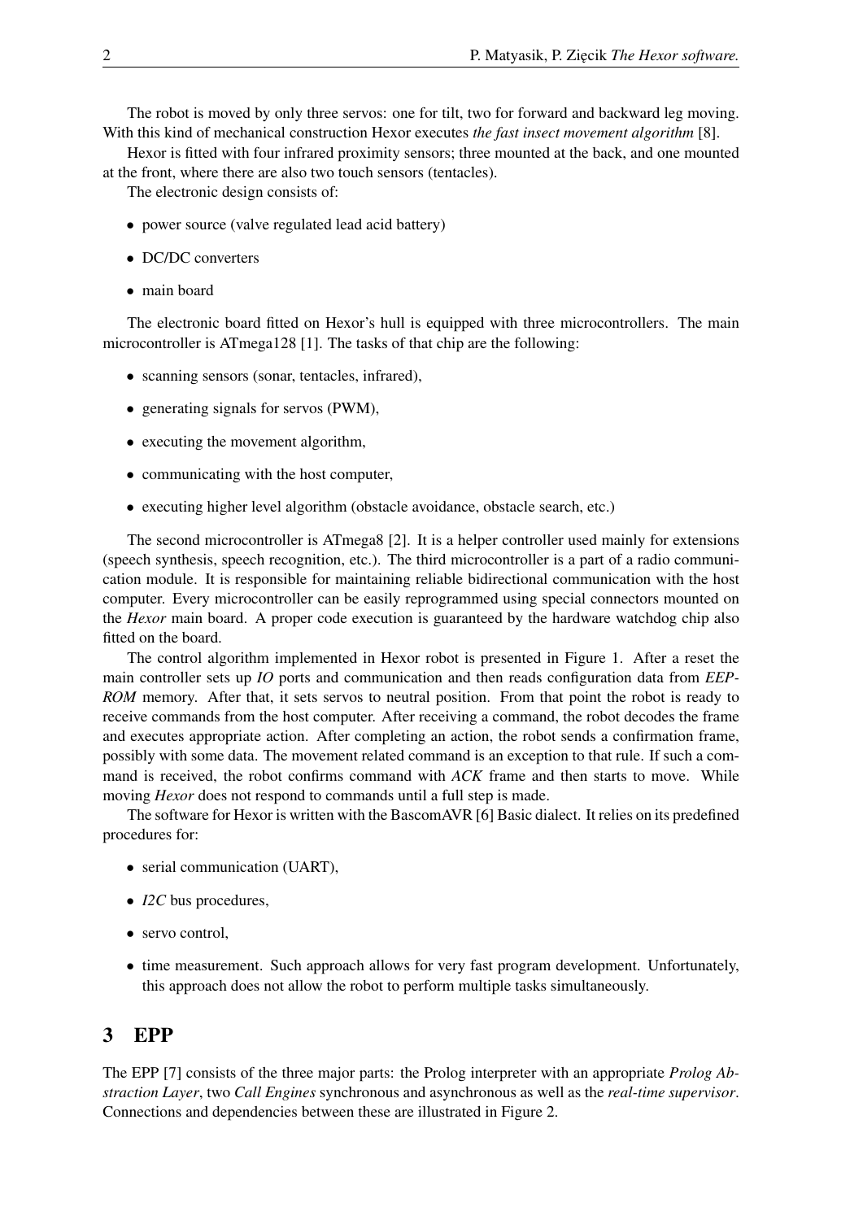The robot is moved by only three servos: one for tilt, two for forward and backward leg moving. With this kind of mechanical construction Hexor executes *the fast insect movement algorithm* [8].

Hexor is fitted with four infrared proximity sensors; three mounted at the back, and one mounted at the front, where there are also two touch sensors (tentacles).

The electronic design consists of:

- power source (valve regulated lead acid battery)
- DC/DC converters
- main board

The electronic board fitted on Hexor's hull is equipped with three microcontrollers. The main microcontroller is ATmega128 [1]. The tasks of that chip are the following:

- scanning sensors (sonar, tentacles, infrared),
- generating signals for servos (PWM),
- executing the movement algorithm,
- communicating with the host computer,
- executing higher level algorithm (obstacle avoidance, obstacle search, etc.)

The second microcontroller is ATmega8 [2]. It is a helper controller used mainly for extensions (speech synthesis, speech recognition, etc.). The third microcontroller is a part of a radio communication module. It is responsible for maintaining reliable bidirectional communication with the host computer. Every microcontroller can be easily reprogrammed using special connectors mounted on the *Hexor* main board. A proper code execution is guaranteed by the hardware watchdog chip also fitted on the board.

The control algorithm implemented in Hexor robot is presented in Figure 1. After a reset the main controller sets up *IO* ports and communication and then reads configuration data from *EEPROM* memory. After that, it sets servos to neutral position. From that point the robot is ready to receive commands from the host computer. After receiving a command, the robot decodes the frame and executes appropriate action. After completing an action, the robot sends a confirmation frame, possibly with some data. The movement related command is an exception to that rule. If such a command is received, the robot confirms command with *ACK* frame and then starts to move. While moving *Hexor* does not respond to commands until a full step is made.

The software for Hexor is written with the BascomAVR [6] Basic dialect. It relies on its predefined procedures for:

- serial communication (UART),
- *I2C* bus procedures,
- servo control,
- time measurement. Such approach allows for very fast program development. Unfortunately, this approach does not allow the robot to perform multiple tasks simultaneously.

# 3 EPP

The EPP [7] consists of the three major parts: the Prolog interpreter with an appropriate *Prolog Abstraction Layer*, two *Call Engines* synchronous and asynchronous as well as the *real-time supervisor*. Connections and dependencies between these are illustrated in Figure 2.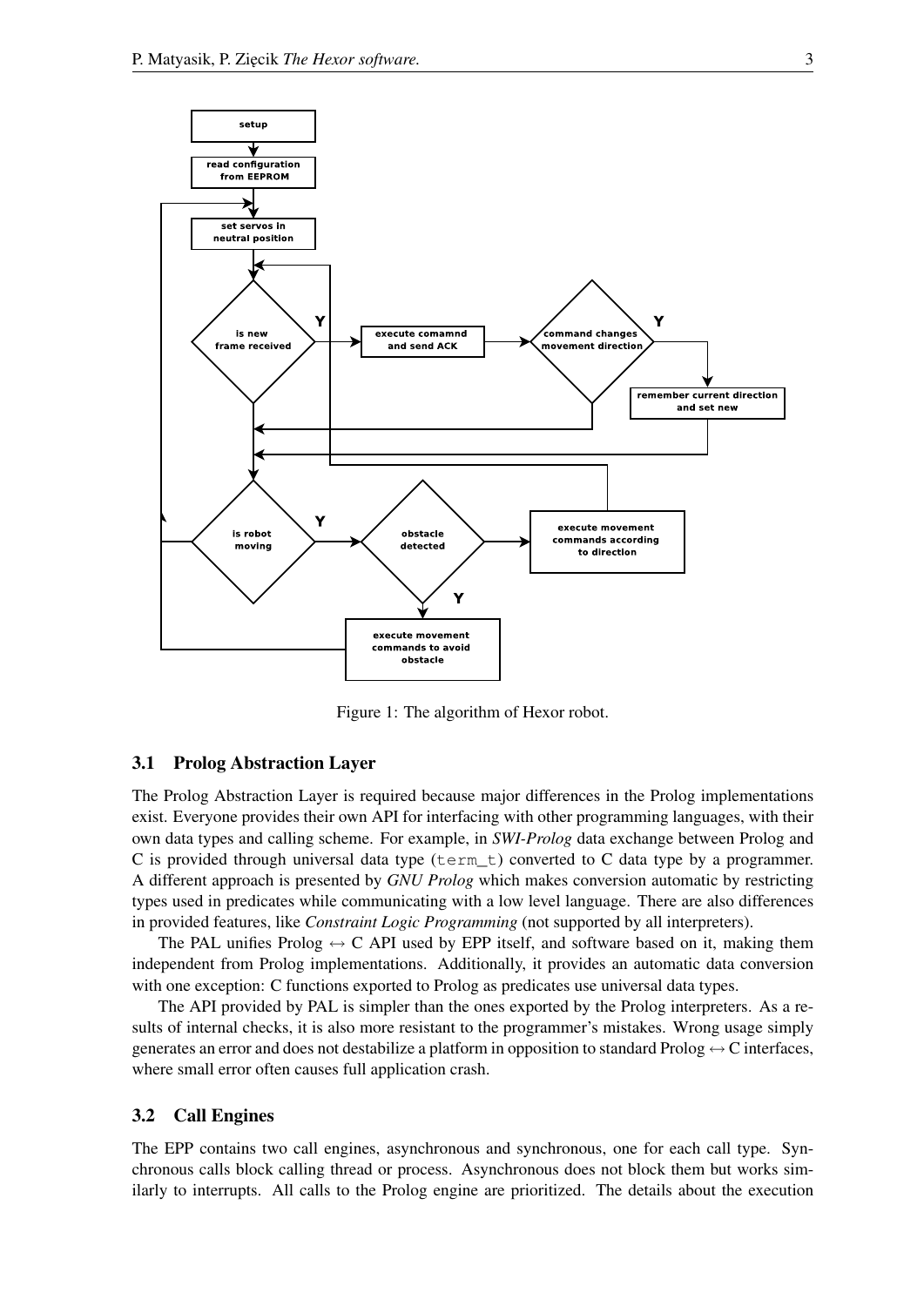Figure 1: The algorithm of Hexor robot.

### 3.1 Prolog Abstraction Layer

The Prolog Abstraction Layer is required because major differences in the Prolog implementations exist. Everyone provides their own API for interfacing with other programming languages, with their own data types and calling scheme. For example, in *SWI-Prolog* data exchange between Prolog and C is provided through universal data type (`term_t`) converted to C data type by a programmer. A different approach is presented by *GNU Prolog* which makes conversion automatic by restricting types used in predicates while communicating with a low level language. There are also differences in provided features, like *Constraint Logic Programming* (not supported by all interpreters).

The PAL unifies Prolog ↔ C API used by EPP itself, and software based on it, making them independent from Prolog implementations. Additionally, it provides an automatic data conversion with one exception: C functions exported to Prolog as predicates use universal data types.

The API provided by PAL is simpler than the ones exported by the Prolog interpreters. As a results of internal checks, it is also more resistant to the programmer's mistakes. Wrong usage simply generates an error and does not destabilize a platform in opposition to standard Prolog ↔ C interfaces, where small error often causes full application crash.

### 3.2 Call Engines

The EPP contains two call engines, asynchronous and synchronous, one for each call type. Synchronous calls block calling thread or process. Asynchronous does not block them but works similarly to interrupts. All calls to the Prolog engine are prioritized. The details about the execution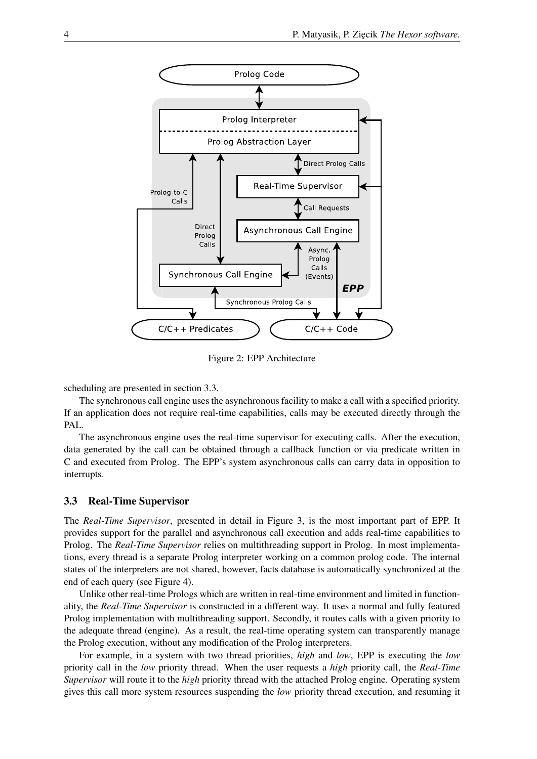Figure 2: EPP Architecture

scheduling are presented in section 3.3.

The synchronous call engine uses the asynchronous facility to make a call with a specified priority. If an application does not require real-time capabilities, calls may be executed directly through the PAL.

The asynchronous engine uses the real-time supervisor for executing calls. After the execution, data generated by the call can be obtained through a callback function or via predicate written in C and executed from Prolog. The EPP's system asynchronous calls can carry data in opposition to interrupts.

### 3.3 Real-Time Supervisor

The *Real-Time Supervisor*, presented in detail in Figure 3, is the most important part of EPP. It provides support for the parallel and asynchronous call execution and adds real-time capabilities to Prolog. The *Real-Time Supervisor* relies on multithreading support in Prolog. In most implementations, every thread is a separate Prolog interpreter working on a common prolog code. The internal states of the interpreters are not shared, however, facts database is automatically synchronized at the end of each query (see Figure 4).

Unlike other real-time Prologs which are written in real-time environment and limited in functionality, the *Real-Time Supervisor* is constructed in a different way. It uses a normal and fully featured Prolog implementation with multithreading support. Secondly, it routes calls with a given priority to the adequate thread (engine). As a result, the real-time operating system can transparently manage the Prolog execution, without any modification of the Prolog interpreters.

For example, in a system with two thread priorities, *high* and *low*, EPP is executing the *low* priority call in the *low* priority thread. When the user requests a *high* priority call, the *Real-Time Supervisor* will route it to the *high* priority thread with the attached Prolog engine. Operating system gives this call more system resources suspending the *low* priority thread execution, and resuming it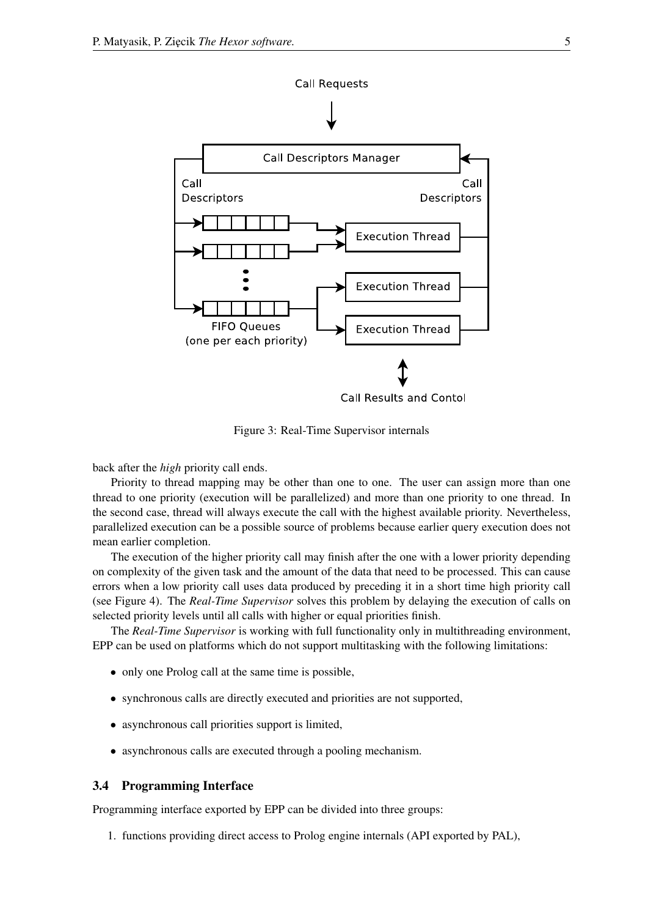Figure 3: Real-Time Supervisor internals

back after the *high* priority call ends.

Priority to thread mapping may be other than one to one. The user can assign more than one thread to one priority (execution will be parallelized) and more than one priority to one thread. In the second case, thread will always execute the call with the highest available priority. Nevertheless, parallelized execution can be a possible source of problems because earlier query execution does not mean earlier completion.

The execution of the higher priority call may finish after the one with a lower priority depending on complexity of the given task and the amount of the data that need to be processed. This can cause errors when a low priority call uses data produced by preceding it in a short time high priority call (see Figure 4). The *Real-Time Supervisor* solves this problem by delaying the execution of calls on selected priority levels until all calls with higher or equal priorities finish.

The *Real-Time Supervisor* is working with full functionality only in multithreading environment, EPP can be used on platforms which do not support multitasking with the following limitations:

- only one Prolog call at the same time is possible,
- synchronous calls are directly executed and priorities are not supported,
- asynchronous call priorities support is limited,
- asynchronous calls are executed through a pooling mechanism.

### 3.4 Programming Interface

Programming interface exported by EPP can be divided into three groups:

1. functions providing direct access to Prolog engine internals (API exported by PAL),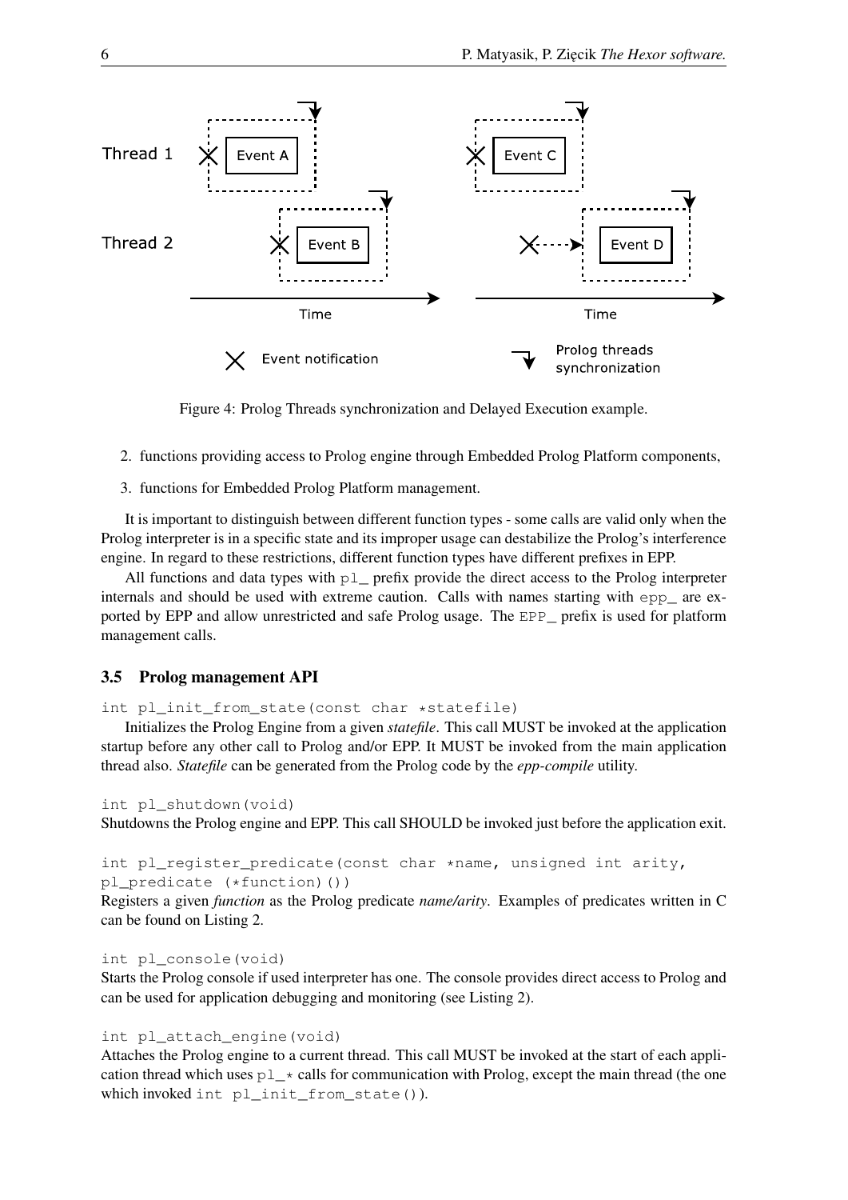Figure 4: Prolog Threads synchronization and Delayed Execution example.

2. functions providing access to Prolog engine through Embedded Prolog Platform components,
3. functions for Embedded Prolog Platform management.

It is important to distinguish between different function types - some calls are valid only when the Prolog interpreter is in a specific state and its improper usage can destabilize the Prolog's interference engine. In regard to these restrictions, different function types have different prefixes in EPP.

All functions and data types with `pl_` prefix provide the direct access to the Prolog interpreter internals and should be used with extreme caution. Calls with names starting with `epp_` are exported by EPP and allow unrestricted and safe Prolog usage. The `EPP_` prefix is used for platform management calls.

### 3.5 Prolog management API

`int pl_init_from_state(const char *statefile)`

Initializes the Prolog Engine from a given *statefile*. This call MUST be invoked at the application startup before any other call to Prolog and/or EPP. It MUST be invoked from the main application thread also. *Statefile* can be generated from the Prolog code by the ***epp-compile*** utility.

`int pl_shutdown(void)`

Shutdowns the Prolog engine and EPP. This call SHOULD be invoked just before the application exit.

`int pl_register_predicate(const char *name, unsigned int arity, pl_predicate (*function)())`

Registers a given *function* as the Prolog predicate *name/arity*. Examples of predicates written in C can be found on Listing 2.

`int pl_console(void)`

Starts the Prolog console if used interpreter has one. The console provides direct access to Prolog and can be used for application debugging and monitoring (see Listing 2).

`int pl_attach_engine(void)`

Attaches the Prolog engine to a current thread. This call MUST be invoked at the start of each application thread which uses `pl_*` calls for communication with Prolog, except the main thread (the one which invoked `int pl_init_from_state()`).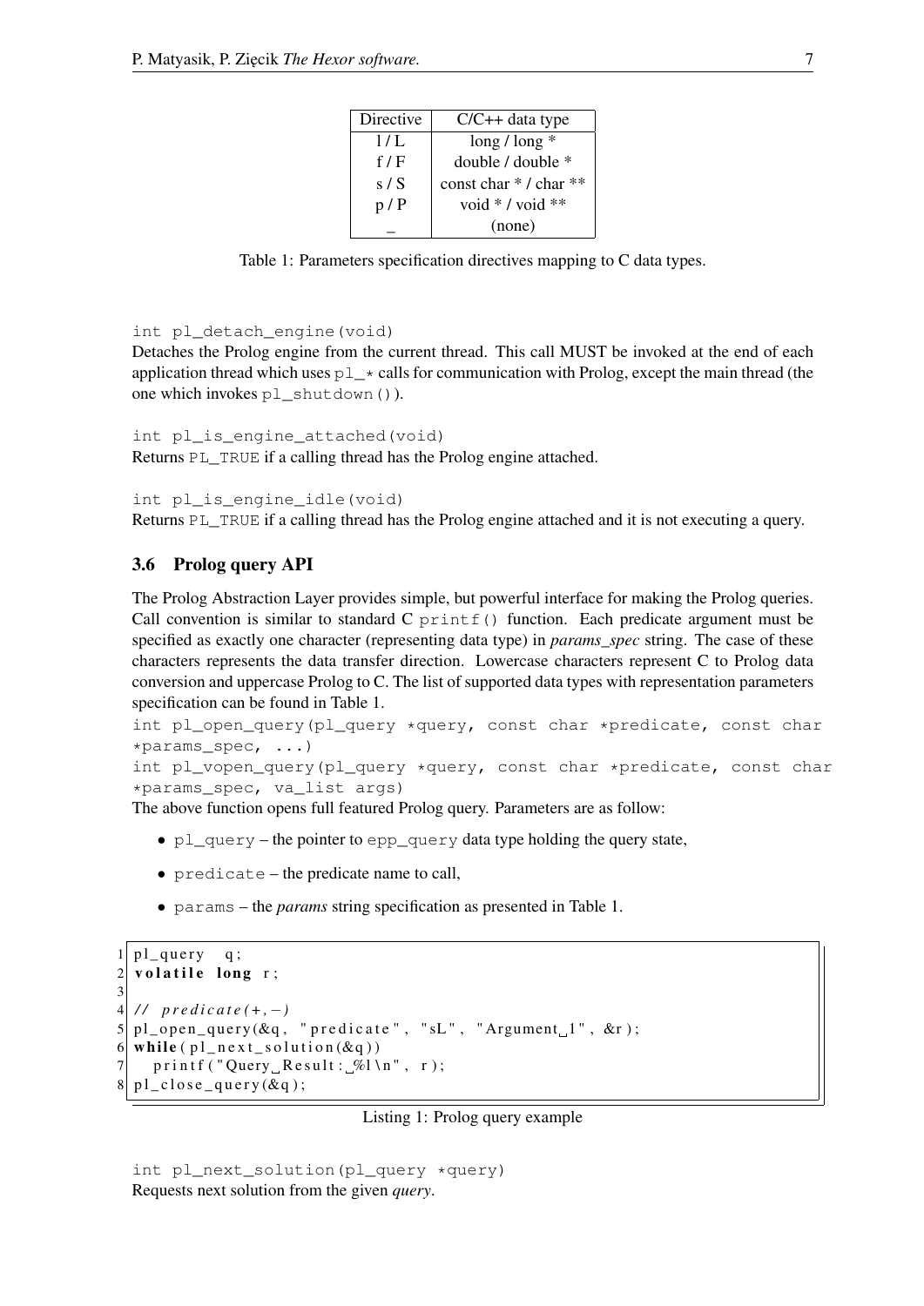| Directive | C/C++ data type |
|---|---|
| l / L | long / long * |
| f / F | double / double * |
| s / S | const char * / char ** |
| p / P | void * / void ** |
| _ | (none) |

Table 1: Parameters specification directives mapping to C data types.

`int pl_detach_engine(void)`
Detaches the Prolog engine from the current thread. This call MUST be invoked at the end of each application thread which uses `pl_*` calls for communication with Prolog, except the main thread (the one which invokes `pl_shutdown()`).

`int pl_is_engine_attached(void)`
Returns `PL_TRUE` if a calling thread has the Prolog engine attached.

`int pl_is_engine_idle(void)`
Returns `PL_TRUE` if a calling thread has the Prolog engine attached and it is not executing a query.

### 3.6 Prolog query API

The Prolog Abstraction Layer provides simple, but powerful interface for making the Prolog queries. Call convention is similar to standard C `printf()` function. Each predicate argument must be specified as exactly one character (representing data type) in *params_spec* string. The case of these characters represents the data transfer direction. Lowercase characters represent C to Prolog data conversion and uppercase Prolog to C. The list of supported data types with representation parameters specification can be found in Table 1.

`int pl_open_query(pl_query *query, const char *predicate, const char *params_spec, ...)`
`int pl_vopen_query(pl_query *query, const char *predicate, const char *params_spec, va_list args)`
The above function opens full featured Prolog query. Parameters are as follow:

- `pl_query` – the pointer to `epp_query` data type holding the query state,
- `predicate` – the predicate name to call,
- `params` – the *params* string specification as presented in Table 1.

```
1 pl_query  q;
2 volatile long r;
3
4 // predicate(+,-)
5 pl_open_query(&q, "predicate", "sL", "Argument 1", &r);
6 while(pl_next_solution(&q))
7   printf("Query Result: %l\n", r);
8 pl_close_query(&q);
```

Listing 1: Prolog query example

`int pl_next_solution(pl_query *query)`
Requests next solution from the given *query*.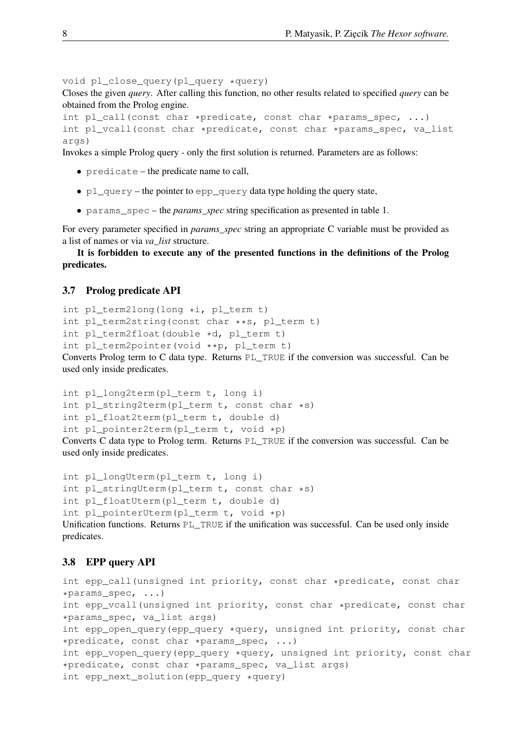```
void pl_close_query(pl_query *query)
```

Closes the given *query*. After calling this function, no other results related to specified *query* can be obtained from the Prolog engine.

```
int pl_call(const char *predicate, const char *params_spec, ...)
int pl_vcall(const char *predicate, const char *params_spec, va_list args)
```

Invokes a simple Prolog query - only the first solution is returned. Parameters are as follows:

- `predicate` – the predicate name to call,
- `pl_query` – the pointer to `epp_query` data type holding the query state,
- `params_spec` – the *params_spec* string specification as presented in table 1.

For every parameter specified in *params_spec* string an appropriate C variable must be provided as a list of names or via *va_list* structure.

**It is forbidden to execute any of the presented functions in the definitions of the Prolog predicates.**

### 3.7 Prolog predicate API

```
int pl_term2long(long *i, pl_term t)
int pl_term2string(const char **s, pl_term t)
int pl_term2float(double *d, pl_term t)
int pl_term2pointer(void **p, pl_term t)
```

Converts Prolog term to C data type. Returns `PL_TRUE` if the conversion was successful. Can be used only inside predicates.

```
int pl_long2term(pl_term t, long i)
int pl_string2term(pl_term t, const char *s)
int pl_float2term(pl_term t, double d)
int pl_pointer2term(pl_term t, void *p)
```

Converts C data type to Prolog term. Returns `PL_TRUE` if the conversion was successful. Can be used only inside predicates.

```
int pl_longUterm(pl_term t, long i)
int pl_stringUterm(pl_term t, const char *s)
int pl_floatUterm(pl_term t, double d)
int pl_pointerUterm(pl_term t, void *p)
```

Unification functions. Returns `PL_TRUE` if the unification was successful. Can be used only inside predicates.

### 3.8 EPP query API

```
int epp_call(unsigned int priority, const char *predicate, const char *params_spec, ...)
int epp_vcall(unsigned int priority, const char *predicate, const char *params_spec, va_list args)
int epp_open_query(epp_query *query, unsigned int priority, const char *predicate, const char *params_spec, ...)
int epp_vopen_query(epp_query *query, unsigned int priority, const char *predicate, const char *params_spec, va_list args)
int epp_next_solution(epp_query *query)
```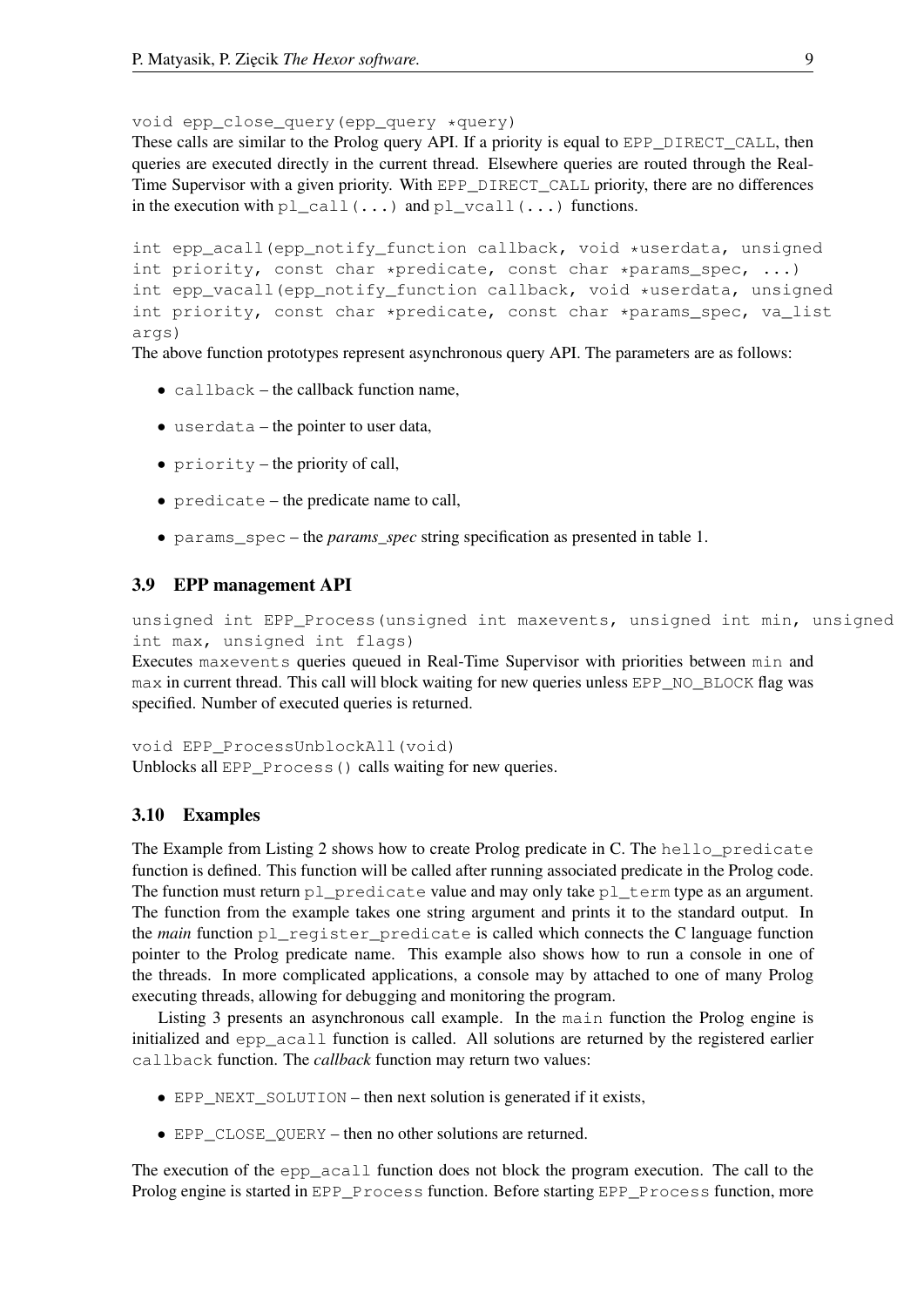```
void epp_close_query(epp_query *query)
```

These calls are similar to the Prolog query API. If a priority is equal to `EPP_DIRECT_CALL`, then queries are executed directly in the current thread. Elsewhere queries are routed through the Real-Time Supervisor with a given priority. With `EPP_DIRECT_CALL` priority, there are no differences in the execution with `pl_call(...)` and `pl_vcall(...)` functions.

```
int epp_acall(epp_notify_function callback, void *userdata, unsigned
int priority, const char *predicate, const char *params_spec, ...)
int epp_vacall(epp_notify_function callback, void *userdata, unsigned
int priority, const char *predicate, const char *params_spec, va_list
args)
```

The above function prototypes represent asynchronous query API. The parameters are as follows:

- `callback` – the callback function name,
- `userdata` – the pointer to user data,
- `priority` – the priority of call,
- `predicate` – the predicate name to call,
- `params_spec` – the *params_spec* string specification as presented in table 1.

### 3.9 EPP management API

```
unsigned int EPP_Process(unsigned int maxevents, unsigned int min, unsigned
int max, unsigned int flags)
```

Executes `maxevents` queries queued in Real-Time Supervisor with priorities between `min` and `max` in current thread. This call will block waiting for new queries unless `EPP_NO_BLOCK` flag was specified. Number of executed queries is returned.

```
void EPP_ProcessUnblockAll(void)
```

Unblocks all `EPP_Process()` calls waiting for new queries.

### 3.10 Examples

The Example from Listing 2 shows how to create Prolog predicate in C. The `hello_predicate` function is defined. This function will be called after running associated predicate in the Prolog code. The function must return `pl_predicate` value and may only take `pl_term` type as an argument. The function from the example takes one string argument and prints it to the standard output. In the *main* function `pl_register_predicate` is called which connects the C language function pointer to the Prolog predicate name. This example also shows how to run a console in one of the threads. In more complicated applications, a console may by attached to one of many Prolog executing threads, allowing for debugging and monitoring the program.

Listing 3 presents an asynchronous call example. In the `main` function the Prolog engine is initialized and `epp_acall` function is called. All solutions are returned by the registered earlier `callback` function. The *callback* function may return two values:

- `EPP_NEXT_SOLUTION` – then next solution is generated if it exists,
- `EPP_CLOSE_QUERY` – then no other solutions are returned.

The execution of the `epp_acall` function does not block the program execution. The call to the Prolog engine is started in `EPP_Process` function. Before starting `EPP_Process` function, more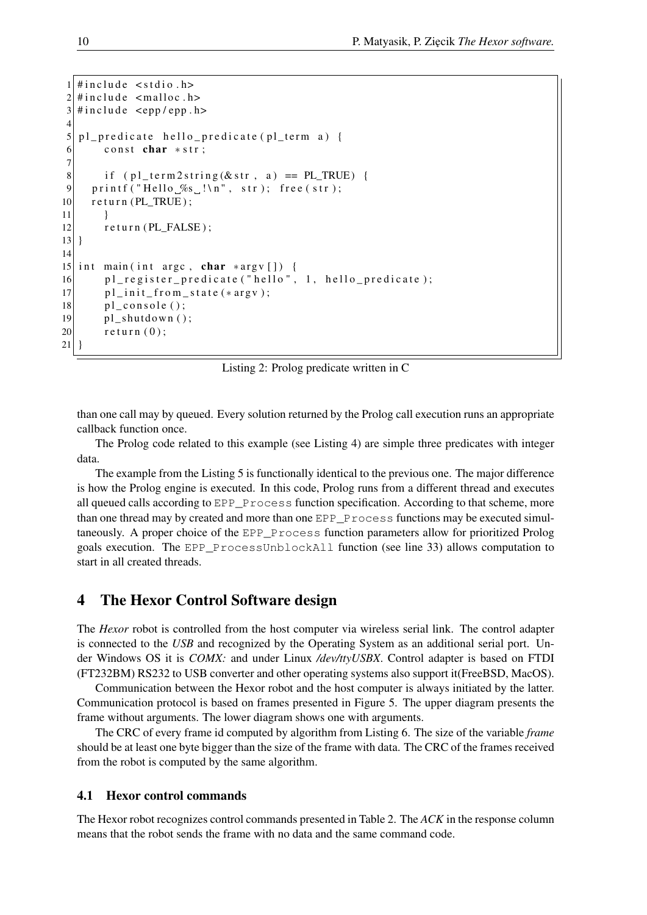```c
#include <stdio.h>
#include <malloc.h>
#include <epp/epp.h>

pl_predicate hello_predicate(pl_term a) {
    const char *str;

    if (pl_term2string(&str, a) == PL_TRUE) {
  printf("Hello %s !\n", str); free(str);
  return(PL_TRUE);
    }
    return(PL_FALSE);
}

int main(int argc, char *argv[]) {
    pl_register_predicate("hello", 1, hello_predicate);
    pl_init_from_state(*argv);
    pl_console();
    pl_shutdown();
    return(0);
}
```

Listing 2: Prolog predicate written in C

than one call may by queued. Every solution returned by the Prolog call execution runs an appropriate callback function once.

The Prolog code related to this example (see Listing 4) are simple three predicates with integer data.

The example from the Listing 5 is functionally identical to the previous one. The major difference is how the Prolog engine is executed. In this code, Prolog runs from a different thread and executes all queued calls according to `EPP_Process` function specification. According to that scheme, more than one thread may by created and more than one `EPP_Process` functions may be executed simultaneously. A proper choice of the `EPP_Process` function parameters allow for prioritized Prolog goals execution. The `EPP_ProcessUnblockAll` function (see line 33) allows computation to start in all created threads.

## 4 The Hexor Control Software design

The *Hexor* robot is controlled from the host computer via wireless serial link. The control adapter is connected to the *USB* and recognized by the Operating System as an additional serial port. Under Windows OS it is *COMX:* and under Linux */dev/ttyUSBX*. Control adapter is based on FTDI (FT232BM) RS232 to USB converter and other operating systems also support it(FreeBSD, MacOS).

Communication between the Hexor robot and the host computer is always initiated by the latter. Communication protocol is based on frames presented in Figure 5. The upper diagram presents the frame without arguments. The lower diagram shows one with arguments.

The CRC of every frame id computed by algorithm from Listing 6. The size of the variable *frame* should be at least one byte bigger than the size of the frame with data. The CRC of the frames received from the robot is computed by the same algorithm.

### 4.1 Hexor control commands

The Hexor robot recognizes control commands presented in Table 2. The *ACK* in the response column means that the robot sends the frame with no data and the same command code.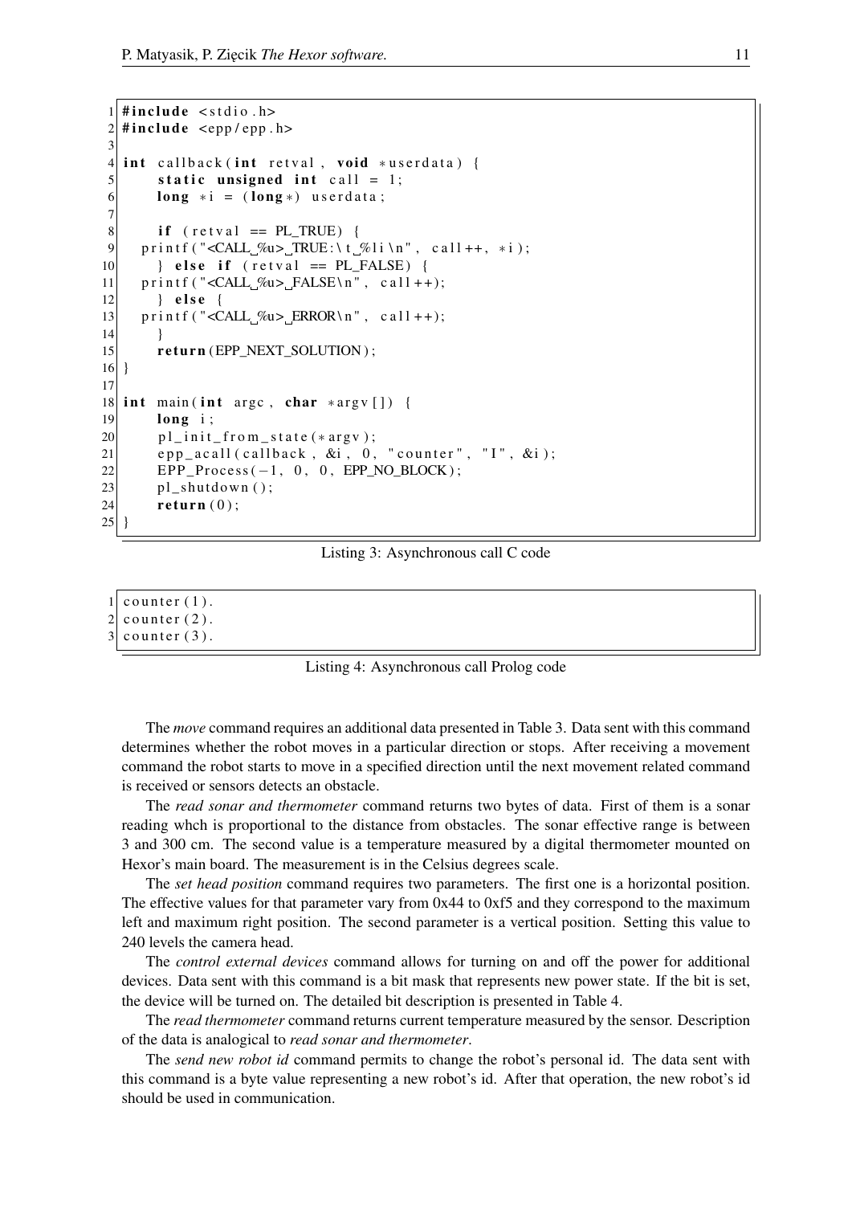```c
#include <stdio.h>
#include <epp/epp.h>

int callback(int retval, void *userdata) {
    static unsigned int call = 1;
    long *i = (long*) userdata;

    if (retval == PL_TRUE) {
  printf("<CALL %u> TRUE:\t %li\n", call++, *i);
    } else if (retval == PL_FALSE) {
  printf("<CALL %u> FALSE\n", call++);
    } else {
  printf("<CALL %u> ERROR\n", call++);
    }
    return(EPP_NEXT_SOLUTION);
}

int main(int argc, char *argv[]) {
    long i;
    pl_init_from_state(*argv);
    epp_acall(callback, &i, 0, "counter", "I", &i);
    EPP_Process(-1, 0, 0, EPP_NO_BLOCK);
    pl_shutdown();
    return(0);
}
```

Listing 3: Asynchronous call C code

```prolog
counter(1).
counter(2).
counter(3).
```

Listing 4: Asynchronous call Prolog code

The *move* command requires an additional data presented in Table 3. Data sent with this command determines whether the robot moves in a particular direction or stops. After receiving a movement command the robot starts to move in a specified direction until the next movement related command is received or sensors detects an obstacle.

The *read sonar and thermometer* command returns two bytes of data. First of them is a sonar reading whch is proportional to the distance from obstacles. The sonar effective range is between 3 and 300 cm. The second value is a temperature measured by a digital thermometer mounted on Hexor's main board. The measurement is in the Celsius degrees scale.

The *set head position* command requires two parameters. The first one is a horizontal position. The effective values for that parameter vary from 0x44 to 0xf5 and they correspond to the maximum left and maximum right position. The second parameter is a vertical position. Setting this value to 240 levels the camera head.

The *control external devices* command allows for turning on and off the power for additional devices. Data sent with this command is a bit mask that represents new power state. If the bit is set, the device will be turned on. The detailed bit description is presented in Table 4.

The *read thermometer* command returns current temperature measured by the sensor. Description of the data is analogical to *read sonar and thermometer*.

The *send new robot id* command permits to change the robot's personal id. The data sent with this command is a byte value representing a new robot's id. After that operation, the new robot's id should be used in communication.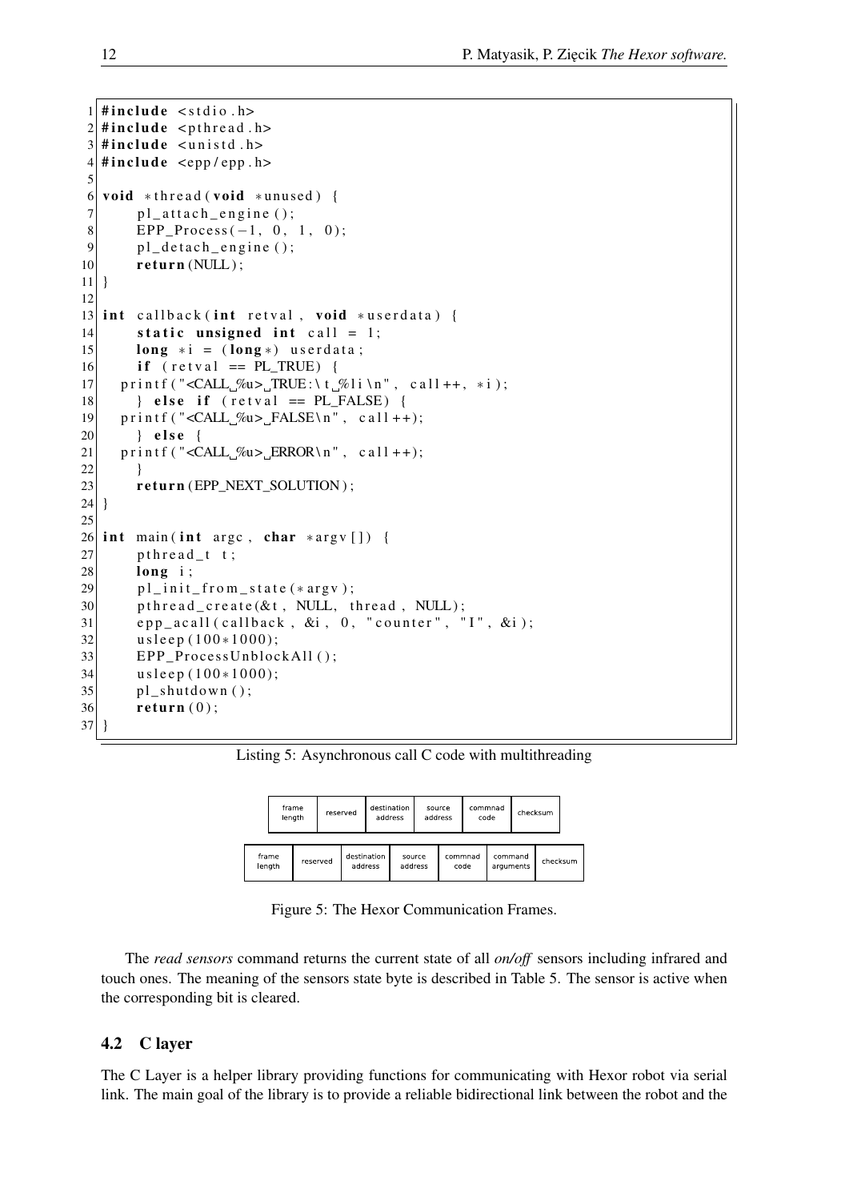```c
#include <stdio.h>
#include <pthread.h>
#include <unistd.h>
#include <epp/epp.h>

void *thread(void *unused) {
    pl_attach_engine();
    EPP_Process(-1, 0, 1, 0);
    pl_detach_engine();
    return(NULL);
}

int callback(int retval, void *userdata) {
    static unsigned int call = 1;
    long *i = (long*) userdata;
    if (retval == PL_TRUE) {
  printf("<CALL %u> TRUE:\t %li\n", call++, *i);
    } else if (retval == PL_FALSE) {
  printf("<CALL %u> FALSE\n", call++);
    } else {
  printf("<CALL %u> ERROR\n", call++);
    }
    return(EPP_NEXT_SOLUTION);
}

int main(int argc, char *argv[]) {
    pthread_t t;
    long i;
    pl_init_from_state(*argv);
    pthread_create(&t, NULL, thread, NULL);
    epp_acall(callback, &i, 0, "counter", "I", &i);
    usleep(100*1000);
    EPP_ProcessUnblockAll();
    usleep(100*1000);
    pl_shutdown();
    return(0);
}
```

Listing 5: Asynchronous call C code with multithreading

| frame length | reserved | destination address | source address | commnad code | checksum |
|---|---|---|---|---|---|

| frame length | reserved | destination address | source address | commnad code | command arguments | checksum |
|---|---|---|---|---|---|---|

Figure 5: The Hexor Communication Frames.

The *read sensors* command returns the current state of all *on/off* sensors including infrared and touch ones. The meaning of the sensors state byte is described in Table 5. The sensor is active when the corresponding bit is cleared.

## 4.2 C layer

The C Layer is a helper library providing functions for communicating with Hexor robot via serial link. The main goal of the library is to provide a reliable bidirectional link between the robot and the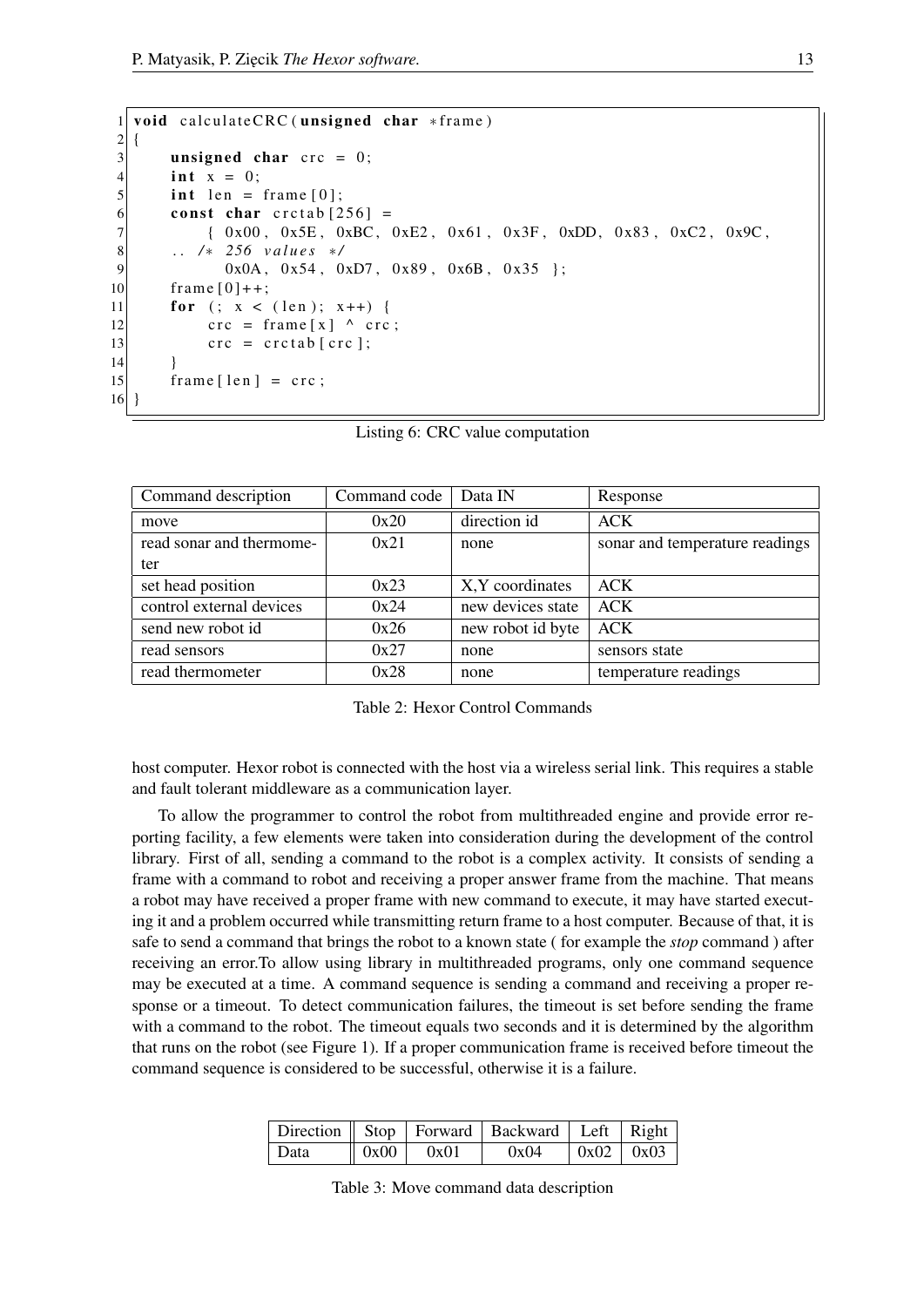```c
void calculateCRC(unsigned char *frame)
{
    unsigned char crc = 0;
    int x = 0;
    int len = frame[0];
    const char crctab[256] =
        { 0x00, 0x5E, 0xBC, 0xE2, 0x61, 0x3F, 0xDD, 0x83, 0xC2, 0x9C,
    .. /* 256 values */
          0x0A, 0x54, 0xD7, 0x89, 0x6B, 0x35 };
    frame[0]++;
    for (; x < (len); x++) {
        crc = frame[x] ^ crc;
        crc = crctab[crc];
    }
    frame[len] = crc;
}
```

Listing 6: CRC value computation

| Command description | Command code | Data IN | Response |
|---|---|---|---|
| move | 0x20 | direction id | ACK |
| read sonar and thermometer | 0x21 | none | sonar and temperature readings |
| set head position | 0x23 | X,Y coordinates | ACK |
| control external devices | 0x24 | new devices state | ACK |
| send new robot id | 0x26 | new robot id byte | ACK |
| read sensors | 0x27 | none | sensors state |
| read thermometer | 0x28 | none | temperature readings |

Table 2: Hexor Control Commands

host computer. Hexor robot is connected with the host via a wireless serial link. This requires a stable and fault tolerant middleware as a communication layer.

To allow the programmer to control the robot from multithreaded engine and provide error reporting facility, a few elements were taken into consideration during the development of the control library. First of all, sending a command to the robot is a complex activity. It consists of sending a frame with a command to robot and receiving a proper answer frame from the machine. That means a robot may have received a proper frame with new command to execute, it may have started executing it and a problem occurred while transmitting return frame to a host computer. Because of that, it is safe to send a command that brings the robot to a known state ( for example the *stop* command ) after receiving an error.To allow using library in multithreaded programs, only one command sequence may be executed at a time. A command sequence is sending a command and receiving a proper response or a timeout. To detect communication failures, the timeout is set before sending the frame with a command to the robot. The timeout equals two seconds and it is determined by the algorithm that runs on the robot (see Figure 1). If a proper communication frame is received before timeout the command sequence is considered to be successful, otherwise it is a failure.

| Direction | Stop | Forward | Backward | Left | Right |
|---|---|---|---|---|---|
| Data | 0x00 | 0x01 | 0x04 | 0x02 | 0x03 |

Table 3: Move command data description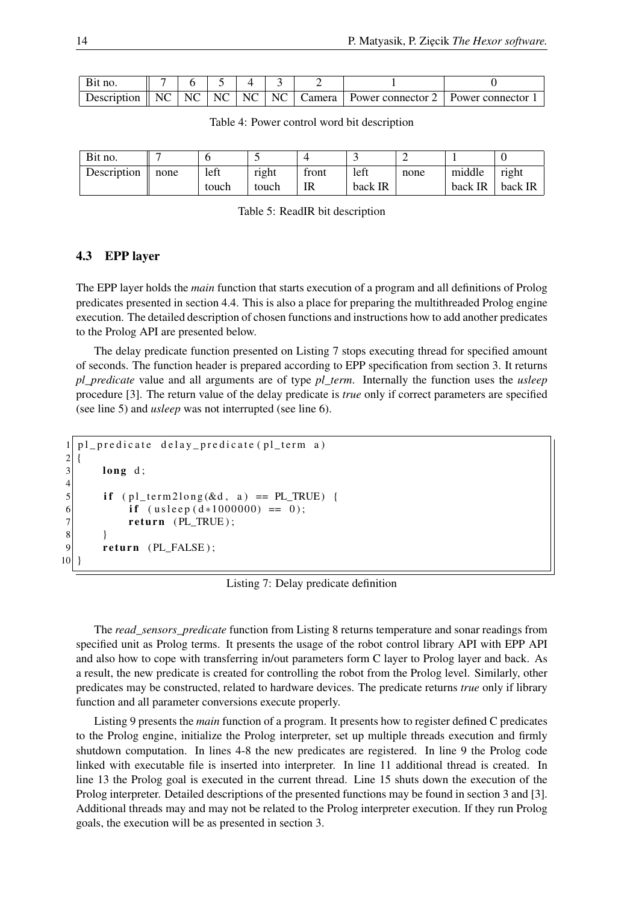| Bit no. | 7 | 6 | 5 | 4 | 3 | 2 | 1 | 0 |
|---|---|---|---|---|---|---|---|---|
| Description | NC | NC | NC | NC | NC | Camera | Power connector 2 | Power connector 1 |

Table 4: Power control word bit description

| Bit no. | 7 | 6 | 5 | 4 | 3 | 2 | 1 | 0 |
|---|---|---|---|---|---|---|---|---|
| Description | none | left touch | right touch | front IR | left back IR | none | middle back IR | right back IR |

Table 5: ReadIR bit description

### 4.3 EPP layer

The EPP layer holds the *main* function that starts execution of a program and all definitions of Prolog predicates presented in section 4.4. This is also a place for preparing the multithreaded Prolog engine execution. The detailed description of chosen functions and instructions how to add another predicates to the Prolog API are presented below.

The delay predicate function presented on Listing 7 stops executing thread for specified amount of seconds. The function header is prepared according to EPP specification from section 3. It returns *pl_predicate* value and all arguments are of type *pl_term*. Internally the function uses the *usleep* procedure [3]. The return value of the delay predicate is *true* only if correct parameters are specified (see line 5) and *usleep* was not interrupted (see line 6).

```
pl_predicate delay_predicate(pl_term a)
{
    long d;

    if (pl_term2long(&d, a) == PL_TRUE) {
        if (usleep(d*1000000) == 0);
        return (PL_TRUE);
    }
    return (PL_FALSE);
}
```

Listing 7: Delay predicate definition

The *read_sensors_predicate* function from Listing 8 returns temperature and sonar readings from specified unit as Prolog terms. It presents the usage of the robot control library API with EPP API and also how to cope with transferring in/out parameters form C layer to Prolog layer and back. As a result, the new predicate is created for controlling the robot from the Prolog level. Similarly, other predicates may be constructed, related to hardware devices. The predicate returns *true* only if library function and all parameter conversions execute properly.

Listing 9 presents the *main* function of a program. It presents how to register defined C predicates to the Prolog engine, initialize the Prolog interpreter, set up multiple threads execution and firmly shutdown computation. In lines 4-8 the new predicates are registered. In line 9 the Prolog code linked with executable file is inserted into interpreter. In line 11 additional thread is created. In line 13 the Prolog goal is executed in the current thread. Line 15 shuts down the execution of the Prolog interpreter. Detailed descriptions of the presented functions may be found in section 3 and [3]. Additional threads may and may not be related to the Prolog interpreter execution. If they run Prolog goals, the execution will be as presented in section 3.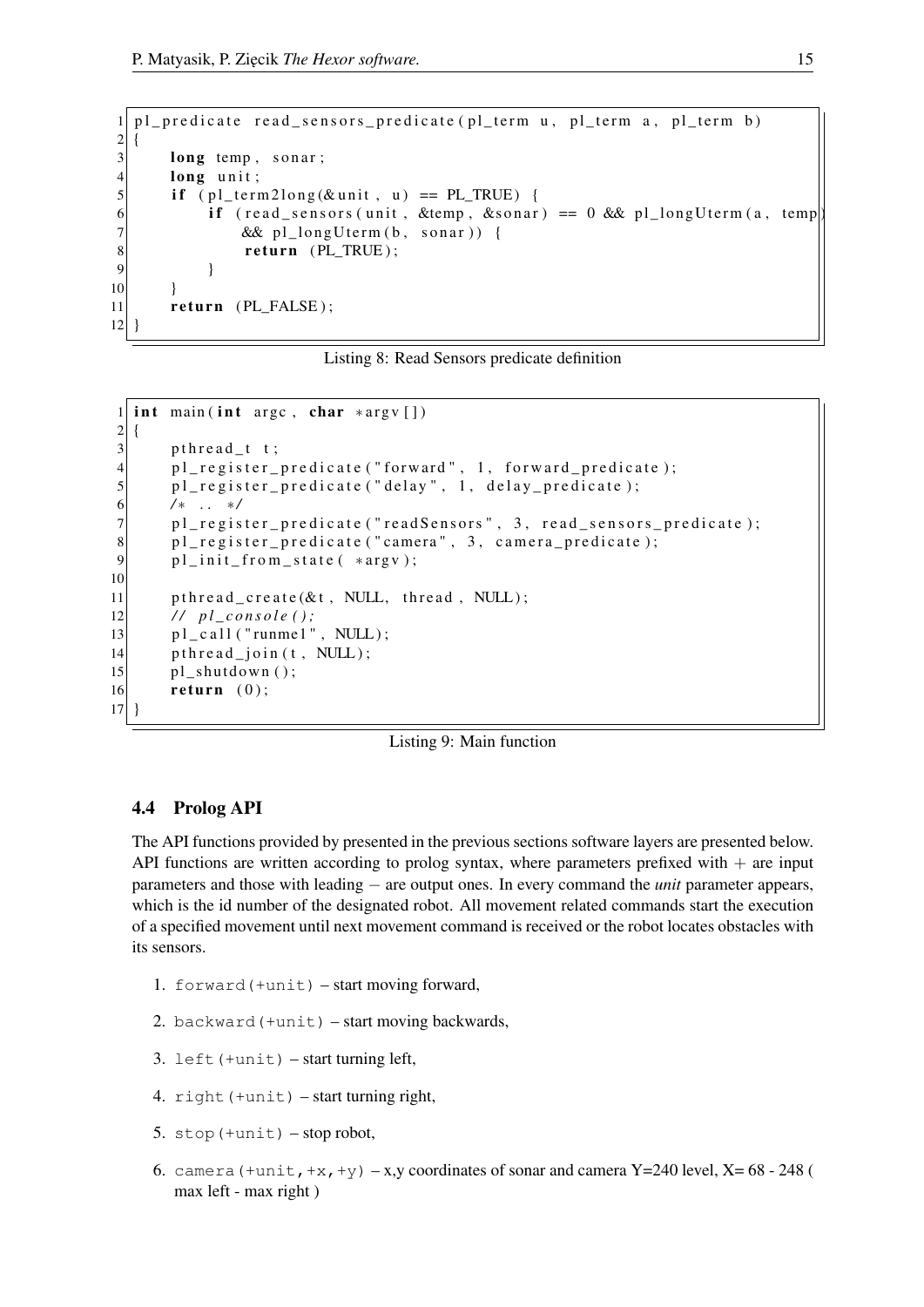```c
pl_predicate read_sensors_predicate(pl_term u, pl_term a, pl_term b)
{
    long temp, sonar;
    long unit;
    if (pl_term2long(&unit, u) == PL_TRUE) {
        if (read_sensors(unit, &temp, &sonar) == 0 && pl_longUterm(a, temp)
            && pl_longUterm(b, sonar)) {
            return (PL_TRUE);
        }
    }
    return (PL_FALSE);
}
```

Listing 8: Read Sensors predicate definition

```c
int main(int argc, char *argv[])
{
    pthread_t t;
    pl_register_predicate("forward", 1, forward_predicate);
    pl_register_predicate("delay", 1, delay_predicate);
    /* .. */
    pl_register_predicate("readSensors", 3, read_sensors_predicate);
    pl_register_predicate("camera", 3, camera_predicate);
    pl_init_from_state( *argv);

    pthread_create(&t, NULL, thread, NULL);
    // pl_console();
    pl_call("runme1", NULL);
    pthread_join(t, NULL);
    pl_shutdown();
    return (0);
}
```

Listing 9: Main function

### 4.4 Prolog API

The API functions provided by presented in the previous sections software layers are presented below. API functions are written according to prolog syntax, where parameters prefixed with + are input parameters and those with leading − are output ones. In every command the *unit* parameter appears, which is the id number of the designated robot. All movement related commands start the execution of a specified movement until next movement command is received or the robot locates obstacles with its sensors.

1. `forward(+unit)` – start moving forward,
2. `backward(+unit)` – start moving backwards,
3. `left(+unit)` – start turning left,
4. `right(+unit)` – start turning right,
5. `stop(+unit)` – stop robot,
6. `camera(+unit,+x,+y)` – x,y coordinates of sonar and camera Y=240 level, X= 68 - 248 ( max left - max right )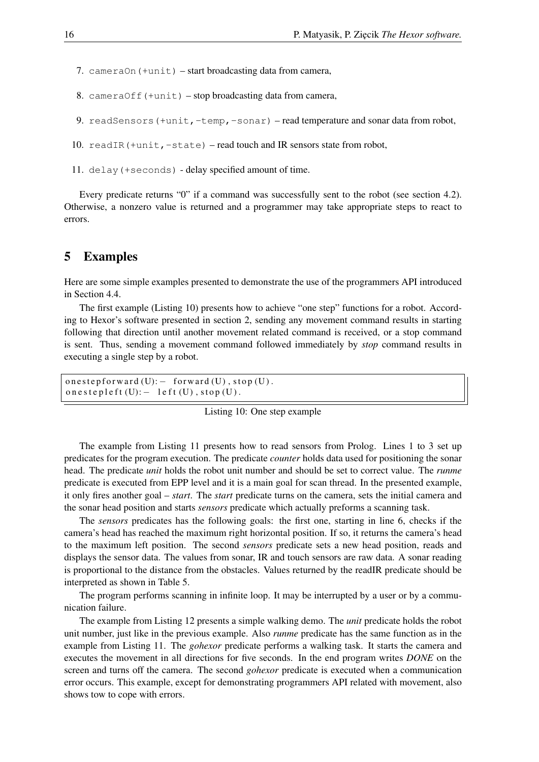7. `cameraOn(+unit)` – start broadcasting data from camera,

8. `cameraOff(+unit)` – stop broadcasting data from camera,

9. `readSensors(+unit,-temp,-sonar)` – read temperature and sonar data from robot,

10. `readIR(+unit,-state)` – read touch and IR sensors state from robot,

11. `delay(+seconds)` - delay specified amount of time.

Every predicate returns "0" if a command was successfully sent to the robot (see section 4.2). Otherwise, a nonzero value is returned and a programmer may take appropriate steps to react to errors.

## 5 Examples

Here are some simple examples presented to demonstrate the use of the programmers API introduced in Section 4.4.

The first example (Listing 10) presents how to achieve "one step" functions for a robot. According to Hexor's software presented in section 2, sending any movement command results in starting following that direction until another movement related command is received, or a stop command is sent. Thus, sending a movement command followed immediately by *stop* command results in executing a single step by a robot.

```
onestepforward(U):- forward(U), stop(U).
onestepleft(U):- left(U), stop(U).
```

Listing 10: One step example

The example from Listing 11 presents how to read sensors from Prolog. Lines 1 to 3 set up predicates for the program execution. The predicate *counter* holds data used for positioning the sonar head. The predicate *unit* holds the robot unit number and should be set to correct value. The *runme* predicate is executed from EPP level and it is a main goal for scan thread. In the presented example, it only fires another goal – *start*. The *start* predicate turns on the camera, sets the initial camera and the sonar head position and starts *sensors* predicate which actually preforms a scanning task.

The *sensors* predicates has the following goals: the first one, starting in line 6, checks if the camera's head has reached the maximum right horizontal position. If so, it returns the camera's head to the maximum left position. The second *sensors* predicate sets a new head position, reads and displays the sensor data. The values from sonar, IR and touch sensors are raw data. A sonar reading is proportional to the distance from the obstacles. Values returned by the readIR predicate should be interpreted as shown in Table 5.

The program performs scanning in infinite loop. It may be interrupted by a user or by a communication failure.

The example from Listing 12 presents a simple walking demo. The *unit* predicate holds the robot unit number, just like in the previous example. Also *runme* predicate has the same function as in the example from Listing 11. The *gohexor* predicate performs a walking task. It starts the camera and executes the movement in all directions for five seconds. In the end program writes *DONE* on the screen and turns off the camera. The second *gohexor* predicate is executed when a communication error occurs. This example, except for demonstrating programmers API related with movement, also shows tow to cope with errors.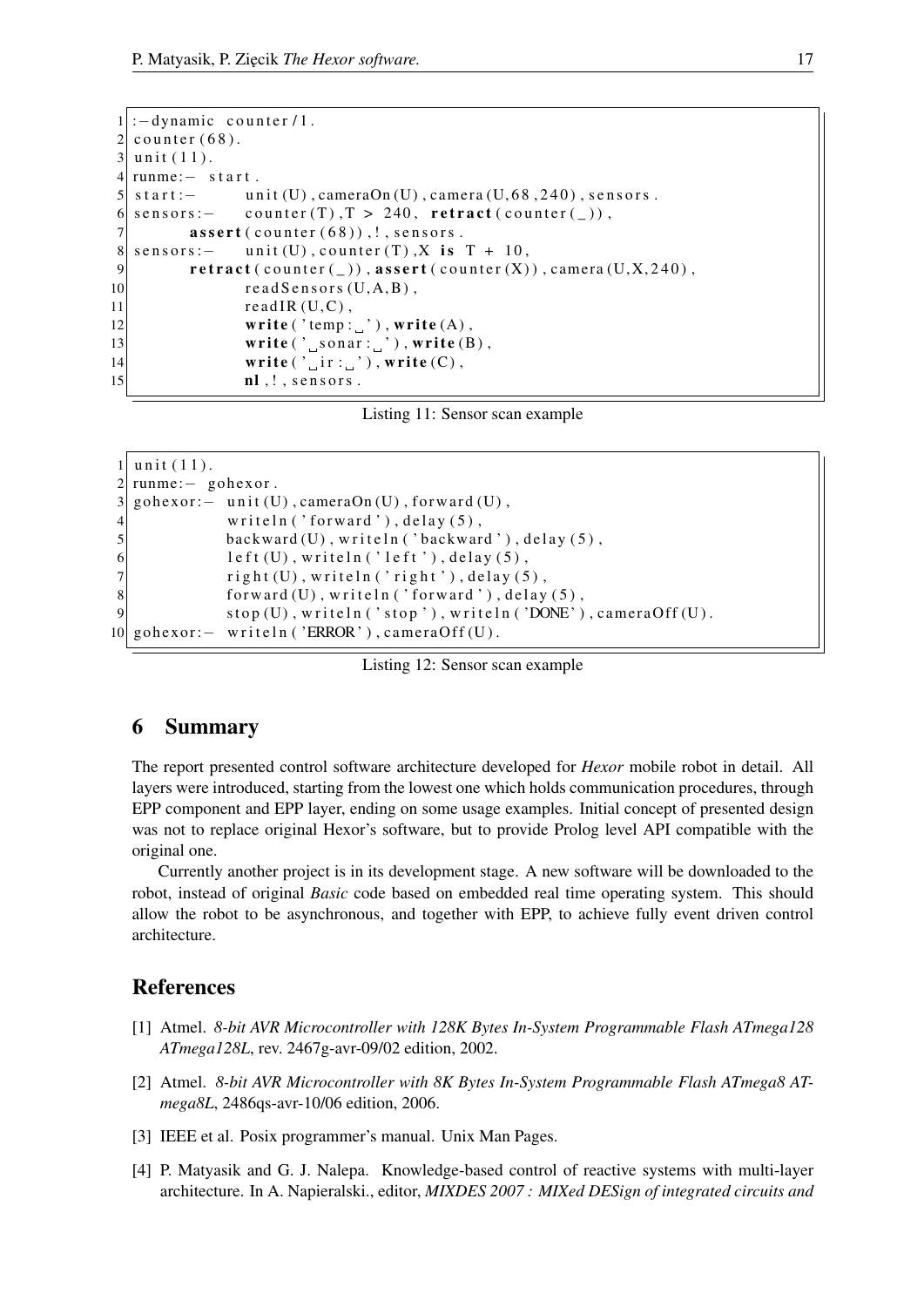```
:-dynamic counter/1.
counter(68).
unit(11).
runme:- start.
start:-     unit(U),cameraOn(U),camera(U,68,240),sensors.
sensors:-   counter(T),T > 240, retract(counter(_)),
        assert(counter(68)),!,sensors.
sensors:-   unit(U),counter(T),X is T + 10,
        retract(counter(_)),assert(counter(X)),camera(U,X,240),
                readSensors(U,A,B),
                readIR(U,C),
                write('temp: '),write(A),
                write(' sonar: '),write(B),
                write(' ir: '),write(C),
                nl,!,sensors.
```

Listing 11: Sensor scan example

```
unit(11).
runme:- gohexor.
gohexor:-  unit(U),cameraOn(U),forward(U),
           writeln('forward'),delay(5),
           backward(U),writeln('backward'),delay(5),
           left(U),writeln('left'),delay(5),
           right(U),writeln('right'),delay(5),
           forward(U),writeln('forward'),delay(5),
           stop(U),writeln('stop'),writeln('DONE'),cameraOff(U).
gohexor:-  writeln('ERROR'),cameraOff(U).
```

Listing 12: Sensor scan example

## 6 Summary

The report presented control software architecture developed for *Hexor* mobile robot in detail. All layers were introduced, starting from the lowest one which holds communication procedures, through EPP component and EPP layer, ending on some usage examples. Initial concept of presented design was not to replace original Hexor's software, but to provide Prolog level API compatible with the original one.

Currently another project is in its development stage. A new software will be downloaded to the robot, instead of original *Basic* code based on embedded real time operating system. This should allow the robot to be asynchronous, and together with EPP, to achieve fully event driven control architecture.

## References

[1] Atmel. *8-bit AVR Microcontroller with 128K Bytes In-System Programmable Flash ATmega128 ATmega128L*, rev. 2467g-avr-09/02 edition, 2002.

[2] Atmel. *8-bit AVR Microcontroller with 8K Bytes In-System Programmable Flash ATmega8 ATmega8L*, 2486qs-avr-10/06 edition, 2006.

[3] IEEE et al. Posix programmer's manual. Unix Man Pages.

[4] P. Matyasik and G. J. Nalepa. Knowledge-based control of reactive systems with multi-layer architecture. In A. Napieralski., editor, *MIXDES 2007 : MIXed DESign of integrated circuits and*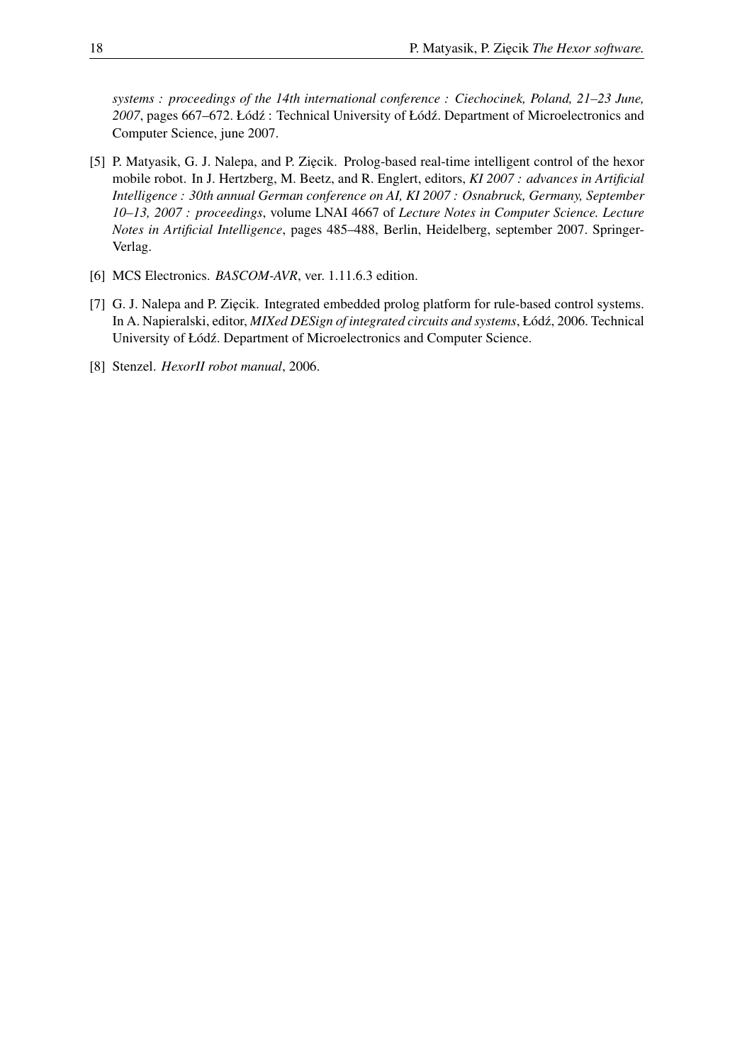*systems : proceedings of the 14th international conference : Ciechocinek, Poland, 21–23 June, 2007*, pages 667–672. Łódź : Technical University of Łódź. Department of Microelectronics and Computer Science, june 2007.

[5] P. Matyasik, G. J. Nalepa, and P. Zięcik. Prolog-based real-time intelligent control of the hexor mobile robot. In J. Hertzberg, M. Beetz, and R. Englert, editors, *KI 2007 : advances in Artificial Intelligence : 30th annual German conference on AI, KI 2007 : Osnabruck, Germany, September 10–13, 2007 : proceedings*, volume LNAI 4667 of *Lecture Notes in Computer Science. Lecture Notes in Artificial Intelligence*, pages 485–488, Berlin, Heidelberg, september 2007. Springer-Verlag.

[6] MCS Electronics. *BASCOM-AVR*, ver. 1.11.6.3 edition.

[7] G. J. Nalepa and P. Zięcik. Integrated embedded prolog platform for rule-based control systems. In A. Napieralski, editor, *MIXed DESign of integrated circuits and systems*, Łódź, 2006. Technical University of Łódź. Department of Microelectronics and Computer Science.

[8] Stenzel. *HexorII robot manual*, 2006.